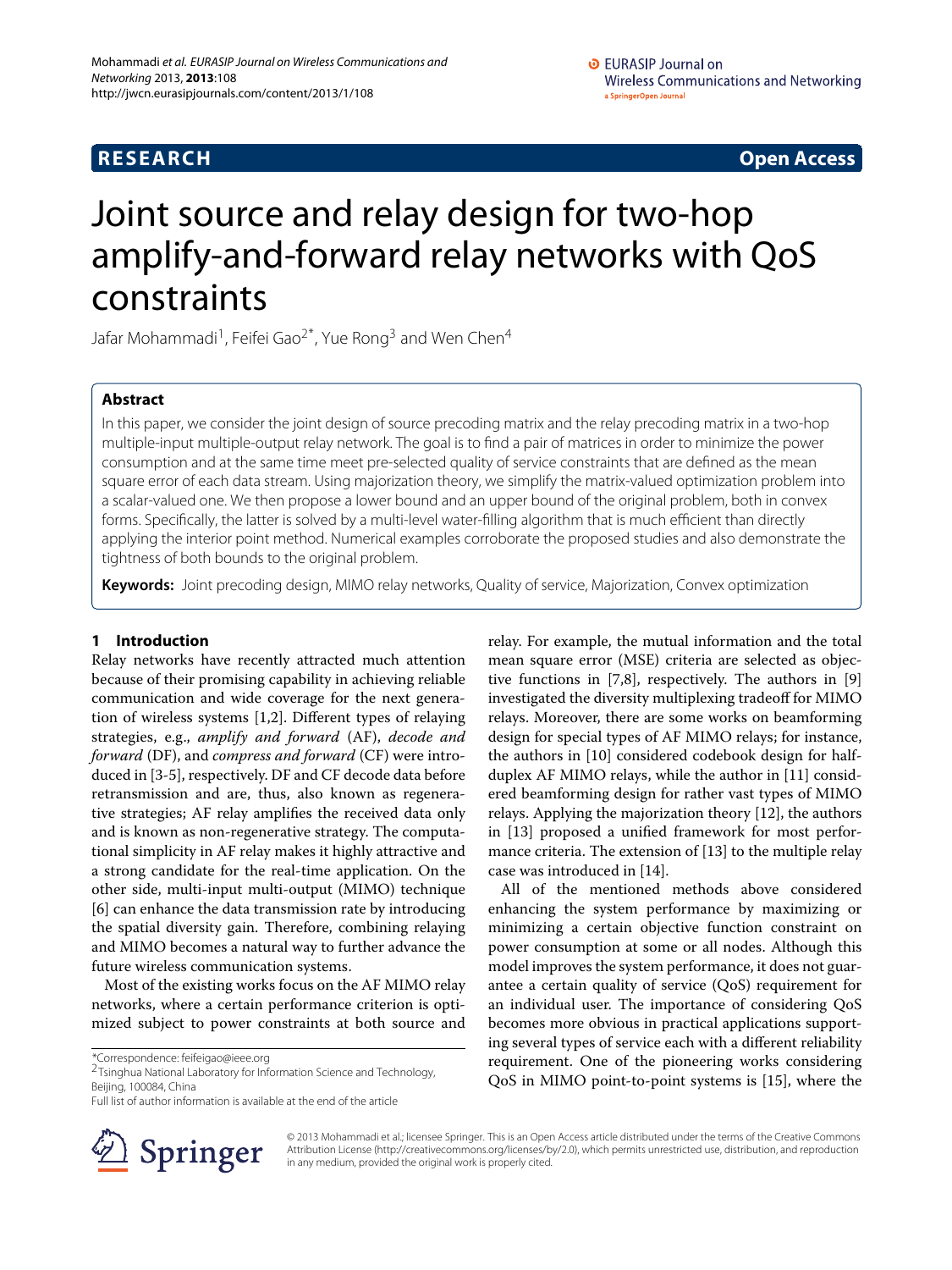**RESEARCH** **Open Access**

# Joint source and relay design for two-hop amplify-and-forward relay networks with QoS constraints

Jafar Mohammadi[1], Feifei Gao[2*], Yue Rong[3] and Wen Chen[4]

## Abstract

In this paper, we consider the joint design of source precoding matrix and the relay precoding matrix in a two-hop multiple-input multiple-output relay network. The goal is to find a pair of matrices in order to minimize the power consumption and at the same time meet pre-selected quality of service constraints that are defined as the mean square error of each data stream. Using majorization theory, we simplify the matrix-valued optimization problem into a scalar-valued one. We then propose a lower bound and an upper bound of the original problem, both in convex forms. Specifically, the latter is solved by a multi-level water-filling algorithm that is much efficient than directly applying the interior point method. Numerical examples corroborate the proposed studies and also demonstrate the tightness of both bounds to the original problem.

**Keywords:** Joint precoding design, MIMO relay networks, Quality of service, Majorization, Convex optimization

## 1 Introduction

Relay networks have recently attracted much attention because of their promising capability in achieving reliable communication and wide coverage for the next generation of wireless systems [1,2]. Different types of relaying strategies, e.g., *amplify and forward* (AF), *decode and forward* (DF), and *compress and forward* (CF) were introduced in [3-5], respectively. DF and CF decode data before retransmission and are, thus, also known as regenerative strategies; AF relay amplifies the received data only and is known as non-regenerative strategy. The computational simplicity in AF relay makes it highly attractive and a strong candidate for the real-time application. On the other side, multi-input multi-output (MIMO) technique [6] can enhance the data transmission rate by introducing the spatial diversity gain. Therefore, combining relaying and MIMO becomes a natural way to further advance the future wireless communication systems.

Most of the existing works focus on the AF MIMO relay networks, where a certain performance criterion is optimized subject to power constraints at both source and relay. For example, the mutual information and the total mean square error (MSE) criteria are selected as objective functions in [7,8], respectively. The authors in [9] investigated the diversity multiplexing tradeoff for MIMO relays. Moreover, there are some works on beamforming design for special types of AF MIMO relays; for instance, the authors in [10] considered codebook design for half-duplex AF MIMO relays, while the author in [11] considered beamforming design for rather vast types of MIMO relays. Applying the majorization theory [12], the authors in [13] proposed a unified framework for most performance criteria. The extension of [13] to the multiple relay case was introduced in [14].

All of the mentioned methods above considered enhancing the system performance by maximizing or minimizing a certain objective function constraint on power consumption at some or all nodes. Although this model improves the system performance, it does not guarantee a certain quality of service (QoS) requirement for an individual user. The importance of considering QoS becomes more obvious in practical applications supporting several types of service each with a different reliability requirement. One of the pioneering works considering QoS in MIMO point-to-point systems is [15], where the

*Correspondence: feifeigao@ieee.org
[2]Tsinghua National Laboratory for Information Science and Technology, Beijing, 100084, China
Full list of author information is available at the end of the article

© 2013 Mohammadi et al.; licensee Springer. This is an Open Access article distributed under the terms of the Creative Commons Attribution License (http://creativecommons.org/licenses/by/2.0), which permits unrestricted use, distribution, and reproduction in any medium, provided the original work is properly cited.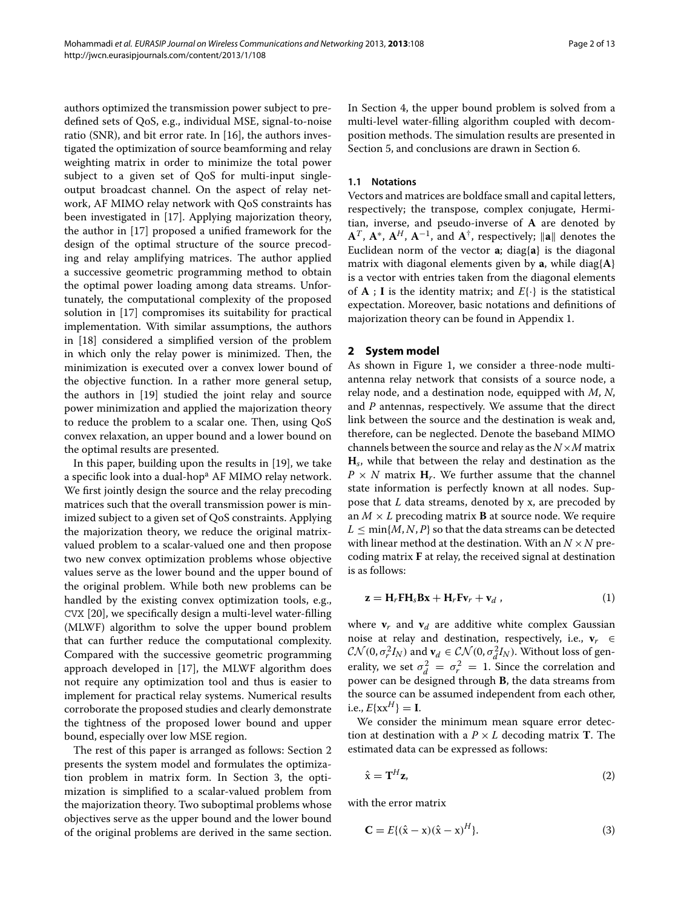authors optimized the transmission power subject to predefined sets of QoS, e.g., individual MSE, signal-to-noise ratio (SNR), and bit error rate. In [16], the authors investigated the optimization of source beamforming and relay weighting matrix in order to minimize the total power subject to a given set of QoS for multi-input single-output broadcast channel. On the aspect of relay network, AF MIMO relay network with QoS constraints has been investigated in [17]. Applying majorization theory, the author in [17] proposed a unified framework for the design of the optimal structure of the source precoding and relay amplifying matrices. The author applied a successive geometric programming method to obtain the optimal power loading among data streams. Unfortunately, the computational complexity of the proposed solution in [17] compromises its suitability for practical implementation. With similar assumptions, the authors in [18] considered a simplified version of the problem in which only the relay power is minimized. Then, the minimization is executed over a convex lower bound of the objective function. In a rather more general setup, the authors in [19] studied the joint relay and source power minimization and applied the majorization theory to reduce the problem to a scalar one. Then, using QoS convex relaxation, an upper bound and a lower bound on the optimal results are presented.

In this paper, building upon the results in [19], we take a specific look into a dual-hop[a] AF MIMO relay network. We first jointly design the source and the relay precoding matrices such that the overall transmission power is minimized subject to a given set of QoS constraints. Applying the majorization theory, we reduce the original matrix-valued problem to a scalar-valued one and then propose two new convex optimization problems whose objective values serve as the lower bound and the upper bound of the original problem. While both new problems can be handled by the existing convex optimization tools, e.g., CVX [20], we specifically design a multi-level water-filling (MLWF) algorithm to solve the upper bound problem that can further reduce the computational complexity. Compared with the successive geometric programming approach developed in [17], the MLWF algorithm does not require any optimization tool and thus is easier to implement for practical relay systems. Numerical results corroborate the proposed studies and clearly demonstrate the tightness of the proposed lower bound and upper bound, especially over low MSE region.

The rest of this paper is arranged as follows: Section 2 presents the system model and formulates the optimization problem in matrix form. In Section 3, the optimization is simplified to a scalar-valued problem from the majorization theory. Two suboptimal problems whose objectives serve as the upper bound and the lower bound of the original problems are derived in the same section. In Section 4, the upper bound problem is solved from a multi-level water-filling algorithm coupled with decomposition methods. The simulation results are presented in Section 5, and conclusions are drawn in Section 6.

### 1.1 Notations

Vectors and matrices are boldface small and capital letters, respectively; the transpose, complex conjugate, Hermitian, inverse, and pseudo-inverse of $\mathbf{A}$ are denoted by $\mathbf{A}^T$, $\mathbf{A}^*$, $\mathbf{A}^H$, $\mathbf{A}^{-1}$, and $\mathbf{A}^{\dagger}$, respectively; $\|\mathbf{a}\|$ denotes the Euclidean norm of the vector $\mathbf{a}$; diag$\{\mathbf{a}\}$ is the diagonal matrix with diagonal elements given by $\mathbf{a}$, while diag$\{\mathbf{A}\}$ is a vector with entries taken from the diagonal elements of $\mathbf{A}$ ; $\mathbf{I}$ is the identity matrix; and $E\{\cdot\}$ is the statistical expectation. Moreover, basic notations and definitions of majorization theory can be found in Appendix 1.

## 2 System model

As shown in Figure 1, we consider a three-node multi-antenna relay network that consists of a source node, a relay node, and a destination node, equipped with $M$, $N$, and $P$ antennas, respectively. We assume that the direct link between the source and the destination is weak and, therefore, can be neglected. Denote the baseband MIMO channels between the source and relay as the $N \times M$ matrix $\mathbf{H}_s$, while that between the relay and destination as the $P \times N$ matrix $\mathbf{H}_r$. We further assume that the channel state information is perfectly known at all nodes. Suppose that $L$ data streams, denoted by x, are precoded by an $M \times L$ precoding matrix $\mathbf{B}$ at source node. We require $L \leq \min\{M, N, P\}$ so that the data streams can be detected with linear method at the destination. With an $N \times N$ precoding matrix $\mathbf{F}$ at relay, the received signal at destination is as follows:

$$\mathbf{z} = \mathbf{H}_r\mathbf{F}\mathbf{H}_s\mathbf{B}\mathrm{x} + \mathbf{H}_r\mathbf{F}\mathbf{v}_r + \mathbf{v}_d \;, \tag{1}$$

where $\mathbf{v}_r$ and $\mathbf{v}_d$ are additive white complex Gaussian noise at relay and destination, respectively, i.e., $\mathbf{v}_r \in \mathcal{CN}(0, \sigma_r^2 I_N)$ and $\mathbf{v}_d \in \mathcal{CN}(0, \sigma_d^2 I_N)$. Without loss of generality, we set $\sigma_d^2 = \sigma_r^2 = 1$. Since the correlation and power can be designed through $\mathbf{B}$, the data streams from the source can be assumed independent from each other, i.e., $E\{\mathrm{x}\mathrm{x}^H\} = \mathbf{I}$.

We consider the minimum mean square error detection at destination with a $P \times L$ decoding matrix $\mathbf{T}$. The estimated data can be expressed as follows:

$$\hat{\mathrm{x}} = \mathbf{T}^H\mathbf{z}, \tag{2}$$

with the error matrix

$$\mathbf{C} = E\{(\hat{\mathrm{x}} - \mathrm{x})(\hat{\mathrm{x}} - \mathrm{x})^H\}. \tag{3}$$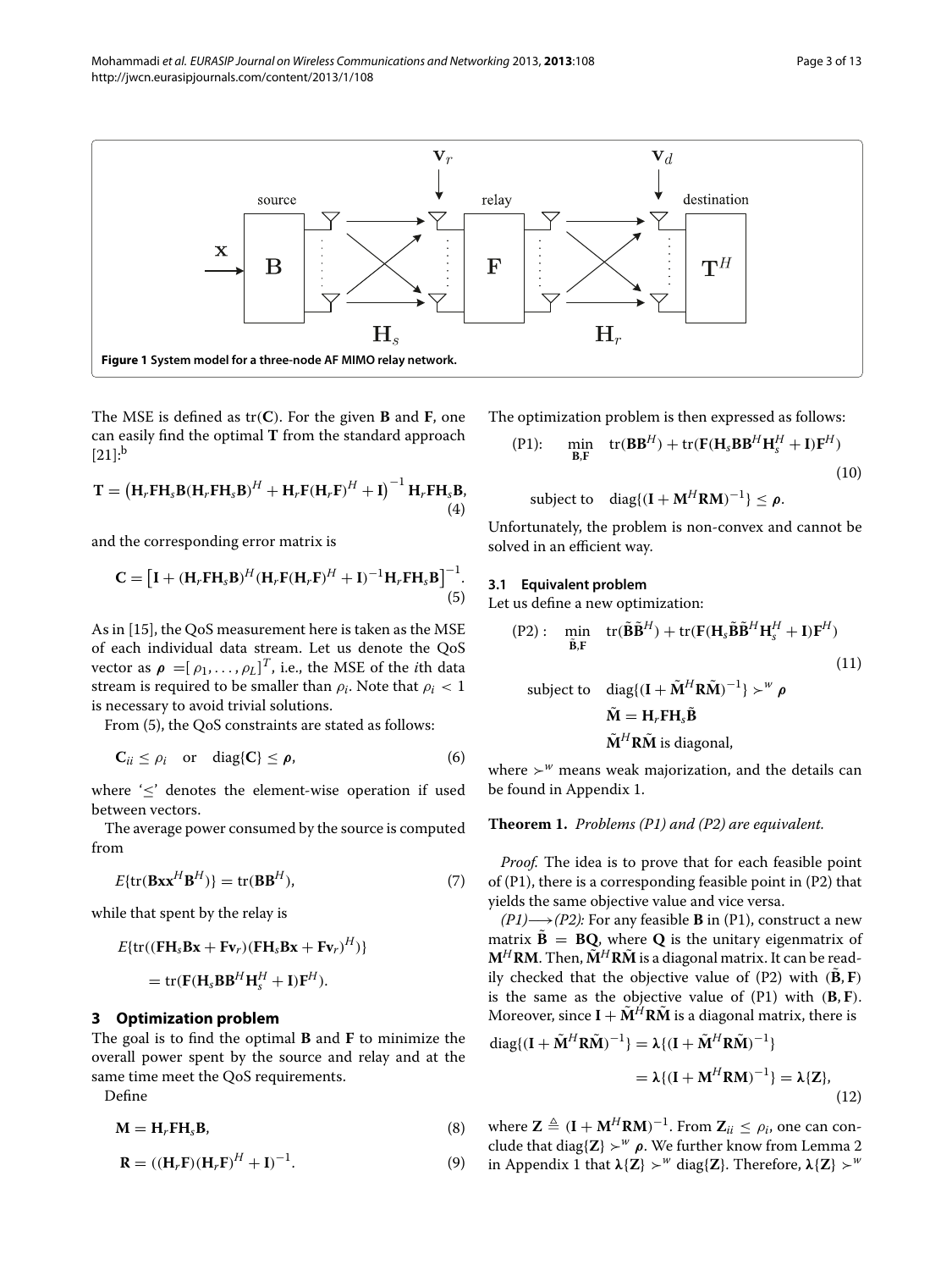**Figure 1 System model for a three-node AF MIMO relay network.**

The MSE is defined as $\mathrm{tr}(\mathbf{C})$. For the given $\mathbf{B}$ and $\mathbf{F}$, one can easily find the optimal $\mathbf{T}$ from the standard approach [21]:[b]

$$\mathbf{T} = \left(\mathbf{H}_r\mathbf{F}\mathbf{H}_s\mathbf{B}(\mathbf{H}_r\mathbf{F}\mathbf{H}_s\mathbf{B})^H + \mathbf{H}_r\mathbf{F}(\mathbf{H}_r\mathbf{F})^H + \mathbf{I}\right)^{-1}\mathbf{H}_r\mathbf{F}\mathbf{H}_s\mathbf{B}, \tag{4}$$

and the corresponding error matrix is

$$\mathbf{C} = \left[\mathbf{I} + (\mathbf{H}_r\mathbf{F}\mathbf{H}_s\mathbf{B})^H(\mathbf{H}_r\mathbf{F}(\mathbf{H}_r\mathbf{F})^H + \mathbf{I})^{-1}\mathbf{H}_r\mathbf{F}\mathbf{H}_s\mathbf{B}\right]^{-1}. \tag{5}$$

As in [15], the QoS measurement here is taken as the MSE of each individual data stream. Let us denote the QoS vector as $\boldsymbol{\rho} = [\rho_1, \ldots, \rho_L]^T$, i.e., the MSE of the $i$th data stream is required to be smaller than $\rho_i$. Note that $\rho_i < 1$ is necessary to avoid trivial solutions.

From (5), the QoS constraints are stated as follows:

$$\mathbf{C}_{ii} \leq \rho_i \quad \text{or} \quad \mathrm{diag}\{\mathbf{C}\} \leq \boldsymbol{\rho}, \tag{6}$$

where '$\leq$' denotes the element-wise operation if used between vectors.

The average power consumed by the source is computed from

$$E\{\mathrm{tr}(\mathbf{B}\mathbf{x}\mathbf{x}^H\mathbf{B}^H)\} = \mathrm{tr}(\mathbf{B}\mathbf{B}^H), \tag{7}$$

while that spent by the relay is

$$E\{\mathrm{tr}((\mathbf{F}\mathbf{H}_s\mathbf{B}\mathbf{x} + \mathbf{F}\mathbf{v}_r)(\mathbf{F}\mathbf{H}_s\mathbf{B}\mathbf{x} + \mathbf{F}\mathbf{v}_r)^H)\}$$
$$= \mathrm{tr}(\mathbf{F}(\mathbf{H}_s\mathbf{B}\mathbf{B}^H\mathbf{H}_s^H + \mathbf{I})\mathbf{F}^H).$$

## 3 Optimization problem

The goal is to find the optimal $\mathbf{B}$ and $\mathbf{F}$ to minimize the overall power spent by the source and relay and at the same time meet the QoS requirements.

Define

$$\mathbf{M} = \mathbf{H}_r\mathbf{F}\mathbf{H}_s\mathbf{B}, \tag{8}$$

$$\mathbf{R} = ((\mathbf{H}_r\mathbf{F})(\mathbf{H}_r\mathbf{F})^H + \mathbf{I})^{-1}. \tag{9}$$

The optimization problem is then expressed as follows:

$$\text{(P1):} \quad \min_{\mathbf{B},\mathbf{F}} \quad \mathrm{tr}(\mathbf{B}\mathbf{B}^H) + \mathrm{tr}(\mathbf{F}(\mathbf{H}_s\mathbf{B}\mathbf{B}^H\mathbf{H}_s^H + \mathbf{I})\mathbf{F}^H) \tag{10}$$
$$\text{subject to} \quad \mathrm{diag}\{(\mathbf{I} + \mathbf{M}^H\mathbf{R}\mathbf{M})^{-1}\} \leq \boldsymbol{\rho}.$$

Unfortunately, the problem is non-convex and cannot be solved in an efficient way.

### 3.1 Equivalent problem

Let us define a new optimization:

$$\text{(P2):} \quad \min_{\tilde{\mathbf{B}},\mathbf{F}} \quad \mathrm{tr}(\tilde{\mathbf{B}}\tilde{\mathbf{B}}^H) + \mathrm{tr}(\mathbf{F}(\mathbf{H}_s\tilde{\mathbf{B}}\tilde{\mathbf{B}}^H\mathbf{H}_s^H + \mathbf{I})\mathbf{F}^H) \tag{11}$$
$$\text{subject to} \quad \mathrm{diag}\{(\mathbf{I} + \tilde{\mathbf{M}}^H\mathbf{R}\tilde{\mathbf{M}})^{-1}\} \succ^w \boldsymbol{\rho}$$
$$\tilde{\mathbf{M}} = \mathbf{H}_r\mathbf{F}\mathbf{H}_s\tilde{\mathbf{B}}$$
$$\tilde{\mathbf{M}}^H\mathbf{R}\tilde{\mathbf{M}} \text{ is diagonal,}$$

where $\succ^w$ means weak majorization, and the details can be found in Appendix 1.

**Theorem 1.** *Problems (P1) and (P2) are equivalent.*

*Proof.* The idea is to prove that for each feasible point of (P1), there is a corresponding feasible point in (P2) that yields the same objective value and vice versa.

*(P1)⟶(P2):* For any feasible $\mathbf{B}$ in (P1), construct a new matrix $\tilde{\mathbf{B}} = \mathbf{B}\mathbf{Q}$, where $\mathbf{Q}$ is the unitary eigenmatrix of $\mathbf{M}^H\mathbf{R}\mathbf{M}$. Then, $\tilde{\mathbf{M}}^H\mathbf{R}\tilde{\mathbf{M}}$ is a diagonal matrix. It can be readily checked that the objective value of (P2) with $(\tilde{\mathbf{B}}, \mathbf{F})$ is the same as the objective value of (P1) with $(\mathbf{B}, \mathbf{F})$. Moreover, since $\mathbf{I} + \tilde{\mathbf{M}}^H\mathbf{R}\tilde{\mathbf{M}}$ is a diagonal matrix, there is

$$\mathrm{diag}\{(\mathbf{I} + \tilde{\mathbf{M}}^H\mathbf{R}\tilde{\mathbf{M}})^{-1}\} = \boldsymbol{\lambda}\{(\mathbf{I} + \tilde{\mathbf{M}}^H\mathbf{R}\tilde{\mathbf{M}})^{-1}\}$$
$$= \boldsymbol{\lambda}\{(\mathbf{I} + \mathbf{M}^H\mathbf{R}\mathbf{M})^{-1}\} = \boldsymbol{\lambda}\{\mathbf{Z}\}, \tag{12}$$

where $\mathbf{Z} \triangleq (\mathbf{I} + \mathbf{M}^H\mathbf{R}\mathbf{M})^{-1}$. From $\mathbf{Z}_{ii} \leq \rho_i$, one can conclude that $\mathrm{diag}\{\mathbf{Z}\} \succ^w \boldsymbol{\rho}$. We further know from Lemma 2 in Appendix 1 that $\boldsymbol{\lambda}\{\mathbf{Z}\} \succ^w \mathrm{diag}\{\mathbf{Z}\}$. Therefore, $\boldsymbol{\lambda}\{\mathbf{Z}\} \succ^w$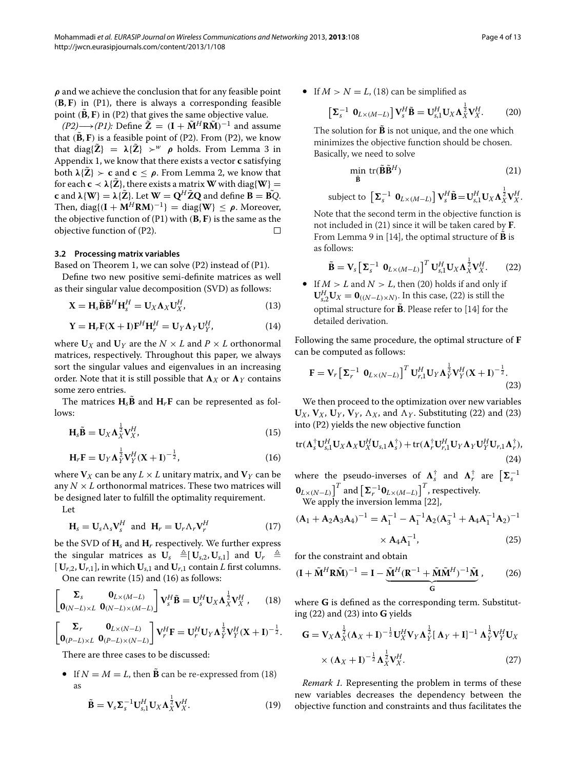$\boldsymbol{\rho}$ and we achieve the conclusion that for any feasible point $(\mathbf{B}, \mathbf{F})$ in (P1), there is always a corresponding feasible point $(\tilde{\mathbf{B}}, \mathbf{F})$ in (P2) that gives the same objective value.

*(P2)⟶(P1):* Define $\tilde{\mathbf{Z}} = (\mathbf{I} + \tilde{\mathbf{M}}^H \mathbf{R} \tilde{\mathbf{M}})^{-1}$ and assume that $(\tilde{\mathbf{B}}, \mathbf{F})$ is a feasible point of (P2). From (P2), we know that $\text{diag}\{\tilde{\mathbf{Z}}\} = \boldsymbol{\lambda}\{\tilde{\mathbf{Z}}\} \succ^w \boldsymbol{\rho}$ holds. From Lemma 3 in Appendix 1, we know that there exists a vector $\mathbf{c}$ satisfying both $\boldsymbol{\lambda}\{\tilde{\mathbf{Z}}\} \succ \mathbf{c}$ and $\mathbf{c} \leq \boldsymbol{\rho}$. From Lemma 2, we know that for each $\mathbf{c} \prec \boldsymbol{\lambda}\{\tilde{\mathbf{Z}}\}$, there exists a matrix $\mathbf{W}$ with $\text{diag}\{\mathbf{W}\} = \mathbf{c}$ and $\boldsymbol{\lambda}\{\mathbf{W}\} = \boldsymbol{\lambda}\{\tilde{\mathbf{Z}}\}$. Let $\mathbf{W} = \mathbf{Q}^H \tilde{\mathbf{Z}} \mathbf{Q}$ and define $\mathbf{B} = \tilde{\mathbf{B}} Q$. Then, $\text{diag}\{(\mathbf{I} + \mathbf{M}^H \mathbf{R} \mathbf{M})^{-1}\} = \text{diag}\{\mathbf{W}\} \leq \boldsymbol{\rho}$. Moreover, the objective function of (P1) with $(\mathbf{B}, \mathbf{F})$ is the same as the objective function of (P2). □

### 3.2 Processing matrix variables

Based on Theorem 1, we can solve (P2) instead of (P1).

Define two new positive semi-definite matrices as well as their singular value decomposition (SVD) as follows:

$$\mathbf{X} = \mathbf{H}_s \tilde{\mathbf{B}} \tilde{\mathbf{B}}^H \mathbf{H}_s^H = \mathbf{U}_X \boldsymbol{\Lambda}_X \mathbf{U}_X^H, \tag{13}$$

$$\mathbf{Y} = \mathbf{H}_r \mathbf{F} (\mathbf{X} + \mathbf{I}) \mathbf{F}^H \mathbf{H}_r^H = \mathbf{U}_Y \boldsymbol{\Lambda}_Y \mathbf{U}_Y^H, \tag{14}$$

where $\mathbf{U}_X$ and $\mathbf{U}_Y$ are the $N \times L$ and $P \times L$ orthonormal matrices, respectively. Throughout this paper, we always sort the singular values and eigenvalues in an increasing order. Note that it is still possible that $\boldsymbol{\Lambda}_X$ or $\boldsymbol{\Lambda}_Y$ contains some zero entries.

The matrices $\mathbf{H}_s \tilde{\mathbf{B}}$ and $\mathbf{H}_r \mathbf{F}$ can be represented as follows:

$$\mathbf{H}_s \tilde{\mathbf{B}} = \mathbf{U}_X \boldsymbol{\Lambda}_X^{\frac{1}{2}} \mathbf{V}_X^H, \tag{15}$$

$$\mathbf{H}_r \mathbf{F} = \mathbf{U}_Y \boldsymbol{\Lambda}_Y^{\frac{1}{2}} \mathbf{V}_Y^H (\mathbf{X} + \mathbf{I})^{-\frac{1}{2}}, \tag{16}$$

where $\mathbf{V}_X$ can be any $L \times L$ unitary matrix, and $\mathbf{V}_Y$ can be any $N \times L$ orthonormal matrices. These two matrices will be designed later to fulfill the optimality requirement.

Let

$$\mathbf{H}_s = \mathbf{U}_s \Lambda_s \mathbf{V}_s^H \quad \text{and} \quad \mathbf{H}_r = \mathbf{U}_r \Lambda_r \mathbf{V}_r^H \tag{17}$$

be the SVD of $\mathbf{H}_s$ and $\mathbf{H}_r$ respectively. We further express the singular matrices as $\mathbf{U}_s \triangleq [\mathbf{U}_{s,2}, \mathbf{U}_{s,1}]$ and $\mathbf{U}_r \triangleq [\mathbf{U}_{r,2}, \mathbf{U}_{r,1}]$, in which $\mathbf{U}_{s,1}$ and $\mathbf{U}_{r,1}$ contain $L$ first columns.

One can rewrite (15) and (16) as follows:

$$\begin{bmatrix} \boldsymbol{\Sigma}_s & \mathbf{0}_{L \times (M-L)} \\ \mathbf{0}_{(N-L) \times L} & \mathbf{0}_{(N-L) \times (M-L)} \end{bmatrix} \mathbf{V}_s^H \tilde{\mathbf{B}} = \mathbf{U}_s^H \mathbf{U}_X \boldsymbol{\Lambda}_X^{\frac{1}{2}} \mathbf{V}_X^H, \tag{18}$$

$$\begin{bmatrix} \boldsymbol{\Sigma}_r & \mathbf{0}_{L \times (N-L)} \\ \mathbf{0}_{(P-L) \times L} & \mathbf{0}_{(P-L) \times (N-L)} \end{bmatrix} \mathbf{V}_r^H \mathbf{F} = \mathbf{U}_r^H \mathbf{U}_Y \boldsymbol{\Lambda}_Y^{\frac{1}{2}} \mathbf{V}_Y^H (\mathbf{X} + \mathbf{I})^{-\frac{1}{2}}.$$

There are three cases to be discussed:

- If $N = M = L$, then $\tilde{\mathbf{B}}$ can be re-expressed from (18) as

$$\tilde{\mathbf{B}} = \mathbf{V}_s \boldsymbol{\Sigma}_s^{-1} \mathbf{U}_{s,1}^H \mathbf{U}_X \boldsymbol{\Lambda}_X^{\frac{1}{2}} \mathbf{V}_X^H. \tag{19}$$

- If $M > N = L$, (18) can be simplified as

$$\left[ \boldsymbol{\Sigma}_s^{-1} \ \mathbf{0}_{L \times (M-L)} \right] \mathbf{V}_s^H \tilde{\mathbf{B}} = \mathbf{U}_{s,1}^H \mathbf{U}_X \boldsymbol{\Lambda}_X^{\frac{1}{2}} \mathbf{V}_X^H. \tag{20}$$

  The solution for $\tilde{\mathbf{B}}$ is not unique, and the one which minimizes the objective function should be chosen. Basically, we need to solve

$$\min_{\tilde{\mathbf{B}}} \ \text{tr}(\tilde{\mathbf{B}} \tilde{\mathbf{B}}^H) \tag{21}$$

$$\text{subject to} \ \left[ \boldsymbol{\Sigma}_s^{-1} \ \mathbf{0}_{L \times (M-L)} \right] \mathbf{V}_s^H \tilde{\mathbf{B}} = \mathbf{U}_{s,1}^H \mathbf{U}_X \boldsymbol{\Lambda}_X^{\frac{1}{2}} \mathbf{V}_X^H.$$

  Note that the second term in the objective function is not included in (21) since it will be taken cared by $\mathbf{F}$. From Lemma 9 in [14], the optimal structure of $\tilde{\mathbf{B}}$ is as follows:

$$\tilde{\mathbf{B}} = \mathbf{V}_s \left[ \boldsymbol{\Sigma}_s^{-1} \ \mathbf{0}_{L \times (M-L)} \right]^T \mathbf{U}_{s,1}^H \mathbf{U}_X \boldsymbol{\Lambda}_X^{\frac{1}{2}} \mathbf{V}_X^H. \tag{22}$$

- If $M > L$ and $N > L$, then (20) holds if and only if $\mathbf{U}_{s,2}^H \mathbf{U}_X = \mathbf{0}_{((N-L) \times N)}$. In this case, (22) is still the optimal structure for $\tilde{\mathbf{B}}$. Please refer to [14] for the detailed derivation.

Following the same procedure, the optimal structure of $\mathbf{F}$ can be computed as follows:

$$\mathbf{F} = \mathbf{V}_r \left[ \boldsymbol{\Sigma}_r^{-1} \ \mathbf{0}_{L \times (N-L)} \right]^T \mathbf{U}_{r,1}^H \mathbf{U}_Y \boldsymbol{\Lambda}_Y^{\frac{1}{2}} \mathbf{V}_Y^H (\mathbf{X} + \mathbf{I})^{-\frac{1}{2}}. \tag{23}$$

We then proceed to the optimization over new variables $\mathbf{U}_X$, $\mathbf{V}_X$, $\mathbf{U}_Y$, $\mathbf{V}_Y$, $\Lambda_X$, and $\Lambda_Y$. Substituting (22) and (23) into (P2) yields the new objective function

$$\text{tr}(\boldsymbol{\Lambda}_s^{\dagger} \mathbf{U}_{s,1}^H \mathbf{U}_X \boldsymbol{\Lambda}_X \mathbf{U}_X^H \mathbf{U}_{s,1} \boldsymbol{\Lambda}_s^{\dagger}) + \text{tr}(\boldsymbol{\Lambda}_r^{\dagger} \mathbf{U}_{r,1}^H \mathbf{U}_Y \boldsymbol{\Lambda}_Y \mathbf{U}_Y^H \mathbf{U}_{r,1} \boldsymbol{\Lambda}_r^{\dagger}), \tag{24}$$

where the pseudo-inverses of $\boldsymbol{\Lambda}_s^{\dagger}$ and $\boldsymbol{\Lambda}_r^{\dagger}$ are $\left[ \boldsymbol{\Sigma}_s^{-1} \ \mathbf{0}_{L \times (N-L)} \right]^T$ and $\left[ \boldsymbol{\Sigma}_r^{-1} \mathbf{0}_{L \times (M-L)} \right]^T$, respectively.

We apply the inversion lemma [22],

$$(\mathbf{A}_1 + \mathbf{A}_2 \mathbf{A}_3 \mathbf{A}_4)^{-1} = \mathbf{A}_1^{-1} - \mathbf{A}_1^{-1} \mathbf{A}_2 (\mathbf{A}_3^{-1} + \mathbf{A}_4 \mathbf{A}_1^{-1} \mathbf{A}_2)^{-1} \times \mathbf{A}_4 \mathbf{A}_1^{-1}, \tag{25}$$

for the constraint and obtain

$$(\mathbf{I} + \tilde{\mathbf{M}}^H \mathbf{R} \tilde{\mathbf{M}})^{-1} = \mathbf{I} - \underbrace{\tilde{\mathbf{M}}^H (\mathbf{R}^{-1} + \tilde{\mathbf{M}} \tilde{\mathbf{M}}^H)^{-1} \tilde{\mathbf{M}}}_{\mathbf{G}}, \tag{26}$$

where $\mathbf{G}$ is defined as the corresponding term. Substituting (22) and (23) into $\mathbf{G}$ yields

$$\mathbf{G} = \mathbf{V}_X \boldsymbol{\Lambda}_X^{\frac{1}{2}} (\boldsymbol{\Lambda}_X + \mathbf{I})^{-\frac{1}{2}} \mathbf{U}_X^H \mathbf{V}_Y \boldsymbol{\Lambda}_Y^{\frac{1}{2}} [\, \boldsymbol{\Lambda}_Y + \mathbf{I}]^{-1} \, \boldsymbol{\Lambda}_Y^{\frac{1}{2}} \mathbf{V}_Y^H \mathbf{U}_X \times (\boldsymbol{\Lambda}_X + \mathbf{I})^{-\frac{1}{2}} \boldsymbol{\Lambda}_X^{\frac{1}{2}} \mathbf{V}_X^H. \tag{27}$$

*Remark 1.* Representing the problem in terms of these new variables decreases the dependency between the objective function and constraints and thus facilitates the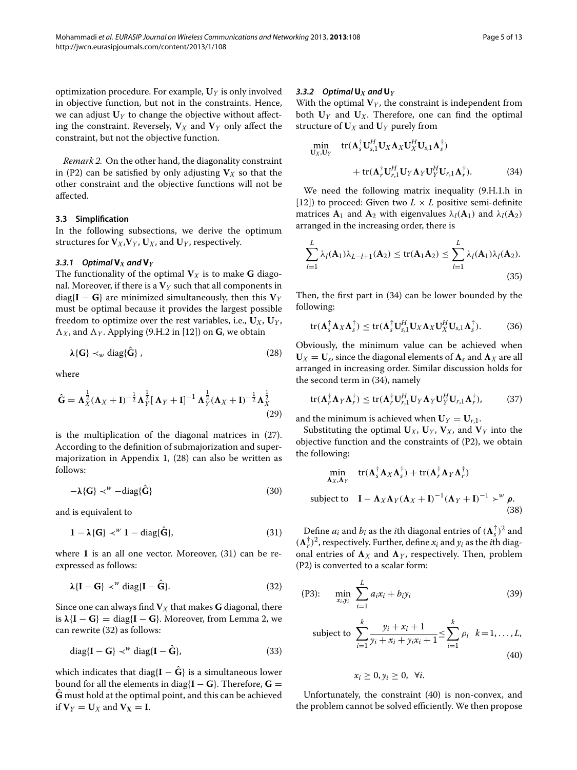optimization procedure. For example, $\mathbf{U}_Y$ is only involved in objective function, but not in the constraints. Hence, we can adjust $\mathbf{U}_Y$ to change the objective without affecting the constraint. Reversely, $\mathbf{V}_X$ and $\mathbf{V}_Y$ only affect the constraint, but not the objective function.

*Remark 2.* On the other hand, the diagonality constraint in (P2) can be satisfied by only adjusting $\mathbf{V}_X$ so that the other constraint and the objective functions will not be affected.

### 3.3 Simplification

In the following subsections, we derive the optimum structures for $\mathbf{V}_X$,$\mathbf{V}_Y$, $\mathbf{U}_X$, and $\mathbf{U}_Y$, respectively.

#### 3.3.1 Optimal $\mathbf{V}_X$ and $\mathbf{V}_Y$

The functionality of the optimal $\mathbf{V}_X$ is to make $\mathbf{G}$ diagonal. Moreover, if there is a $\mathbf{V}_Y$ such that all components in diag$\{\mathbf{I}-\mathbf{G}\}$ are minimized simultaneously, then this $\mathbf{V}_Y$ must be optimal because it provides the largest possible freedom to optimize over the rest variables, i.e., $\mathbf{U}_X$, $\mathbf{U}_Y$, $\Lambda_X$, and $\Lambda_Y$. Applying (9.H.2 in [12]) on $\mathbf{G}$, we obtain

$$\boldsymbol{\lambda}\{\mathbf{G}\} \prec_w \mathrm{diag}\{\hat{\mathbf{G}}\}\ , \tag{28}$$

where

$$\hat{\mathbf{G}} = \boldsymbol{\Lambda}_X^{\frac{1}{2}}(\boldsymbol{\Lambda}_X+\mathbf{I})^{-\frac{1}{2}}\boldsymbol{\Lambda}_Y^{\frac{1}{2}}[\,\boldsymbol{\Lambda}_Y+\mathbf{I}]^{-1}\,\boldsymbol{\Lambda}_Y^{\frac{1}{2}}(\boldsymbol{\Lambda}_X+\mathbf{I})^{-\frac{1}{2}}\boldsymbol{\Lambda}_X^{\frac{1}{2}} \tag{29}$$

is the multiplication of the diagonal matrices in (27). According to the definition of submajorization and supermajorization in Appendix 1, (28) can also be written as follows:

$$-\boldsymbol{\lambda}\{\mathbf{G}\} \prec^w -\mathrm{diag}\{\hat{\mathbf{G}}\} \tag{30}$$

and is equivalent to

$$\mathbf{1}-\boldsymbol{\lambda}\{\mathbf{G}\} \prec^w \mathbf{1}-\mathrm{diag}\{\hat{\mathbf{G}}\}, \tag{31}$$

where $\mathbf{1}$ is an all one vector. Moreover, (31) can be re-expressed as follows:

$$\boldsymbol{\lambda}\{\mathbf{I}-\mathbf{G}\} \prec^w \mathrm{diag}\{\mathbf{I}-\hat{\mathbf{G}}\}. \tag{32}$$

Since one can always find $\mathbf{V}_X$ that makes $\mathbf{G}$ diagonal, there is $\boldsymbol{\lambda}\{\mathbf{I}-\mathbf{G}\} = \mathrm{diag}\{\mathbf{I}-\mathbf{G}\}$. Moreover, from Lemma 2, we can rewrite (32) as follows:

$$\mathrm{diag}\{\mathbf{I}-\mathbf{G}\} \prec^w \mathrm{diag}\{\mathbf{I}-\hat{\mathbf{G}}\}, \tag{33}$$

which indicates that diag$\{\mathbf{I}-\hat{\mathbf{G}}\}$ is a simultaneous lower bound for all the elements in diag$\{\mathbf{I}-\mathbf{G}\}$. Therefore, $\mathbf{G}=\hat{\mathbf{G}}$ must hold at the optimal point, and this can be achieved if $\mathbf{V}_Y=\mathbf{U}_X$ and $\mathbf{V}_\mathbf{X}=\mathbf{I}$.

#### 3.3.2 Optimal $\mathbf{U}_X$ and $\mathbf{U}_Y$

With the optimal $\mathbf{V}_Y$, the constraint is independent from both $\mathbf{U}_Y$ and $\mathbf{U}_X$. Therefore, one can find the optimal structure of $\mathbf{U}_X$ and $\mathbf{U}_Y$ purely from

$$\min_{\mathbf{U}_X,\mathbf{U}_Y}\quad \mathrm{tr}(\boldsymbol{\Lambda}_s^{\dagger}\mathbf{U}_{s,1}^H\mathbf{U}_X\boldsymbol{\Lambda}_X\mathbf{U}_X^H\mathbf{U}_{s,1}\boldsymbol{\Lambda}_s^{\dagger}) + \mathrm{tr}(\boldsymbol{\Lambda}_r^{\dagger}\mathbf{U}_{r,1}^H\mathbf{U}_Y\boldsymbol{\Lambda}_Y\mathbf{U}_Y^H\mathbf{U}_{r,1}\boldsymbol{\Lambda}_r^{\dagger}). \tag{34}$$

We need the following matrix inequality (9.H.1.h in [12]) to proceed: Given two $L\times L$ positive semi-definite matrices $\mathbf{A}_1$ and $\mathbf{A}_2$ with eigenvalues $\lambda_l(\mathbf{A}_1)$ and $\lambda_l(\mathbf{A}_2)$ arranged in the increasing order, there is

$$\sum_{l=1}^{L}\lambda_l(\mathbf{A}_1)\lambda_{L-l+1}(\mathbf{A}_2) \le \mathrm{tr}(\mathbf{A}_1\mathbf{A}_2) \le \sum_{l=1}^{L}\lambda_l(\mathbf{A}_1)\lambda_l(\mathbf{A}_2). \tag{35}$$

Then, the first part in (34) can be lower bounded by the following:

$$\mathrm{tr}(\boldsymbol{\Lambda}_s^{\dagger}\boldsymbol{\Lambda}_X\boldsymbol{\Lambda}_s^{\dagger}) \le \mathrm{tr}(\boldsymbol{\Lambda}_s^{\dagger}\mathbf{U}_{s,1}^H\mathbf{U}_X\boldsymbol{\Lambda}_X\mathbf{U}_X^H\mathbf{U}_{s,1}\boldsymbol{\Lambda}_s^{\dagger}). \tag{36}$$

Obviously, the minimum value can be achieved when $\mathbf{U}_X=\mathbf{U}_s$, since the diagonal elements of $\boldsymbol{\Lambda}_s$ and $\boldsymbol{\Lambda}_X$ are all arranged in increasing order. Similar discussion holds for the second term in (34), namely

$$\mathrm{tr}(\boldsymbol{\Lambda}_r^{\dagger}\boldsymbol{\Lambda}_Y\boldsymbol{\Lambda}_r^{\dagger}) \le \mathrm{tr}(\boldsymbol{\Lambda}_r^{\dagger}\mathbf{U}_{r,1}^H\mathbf{U}_Y\boldsymbol{\Lambda}_Y\mathbf{U}_Y^H\mathbf{U}_{r,1}\boldsymbol{\Lambda}_r^{\dagger}), \tag{37}$$

and the minimum is achieved when $\mathbf{U}_Y=\mathbf{U}_{r,1}$.

Substituting the optimal $\mathbf{U}_X$, $\mathbf{U}_Y$, $\mathbf{V}_X$, and $\mathbf{V}_Y$ into the objective function and the constraints of (P2), we obtain the following:

$$\begin{aligned}\min_{\boldsymbol{\Lambda}_X,\boldsymbol{\Lambda}_Y}\quad & \mathrm{tr}(\boldsymbol{\Lambda}_s^{\dagger}\boldsymbol{\Lambda}_X\boldsymbol{\Lambda}_s^{\dagger})+\mathrm{tr}(\boldsymbol{\Lambda}_r^{\dagger}\boldsymbol{\Lambda}_Y\boldsymbol{\Lambda}_r^{\dagger})\\ \text{subject to}\quad & \mathbf{I}-\boldsymbol{\Lambda}_X\boldsymbol{\Lambda}_Y(\boldsymbol{\Lambda}_X+\mathbf{I})^{-1}(\boldsymbol{\Lambda}_Y+\mathbf{I})^{-1}\succ^w \boldsymbol{\rho}.\end{aligned} \tag{38}$$

Define $a_i$ and $b_i$ as the $i$th diagonal entries of $(\boldsymbol{\Lambda}_s^{\dagger})^2$ and $(\boldsymbol{\Lambda}_r^{\dagger})^2$, respectively. Further, define $x_i$ and $y_i$ as the $i$th diagonal entries of $\boldsymbol{\Lambda}_X$ and $\boldsymbol{\Lambda}_Y$, respectively. Then, problem (P2) is converted to a scalar form:

$$\text{(P3):}\quad \min_{x_i,y_i}\ \sum_{i=1}^{L}a_ix_i+b_iy_i \tag{39}$$

$$\text{subject to}\ \sum_{i=1}^{k}\frac{y_i+x_i+1}{y_i+x_i+y_ix_i+1}\le\sum_{i=1}^{k}\rho_i\quad k=1,\ldots,L, \tag{40}$$

$$x_i\ge 0, y_i\ge 0,\ \ \forall i.$$

Unfortunately, the constraint (40) is non-convex, and the problem cannot be solved efficiently. We then propose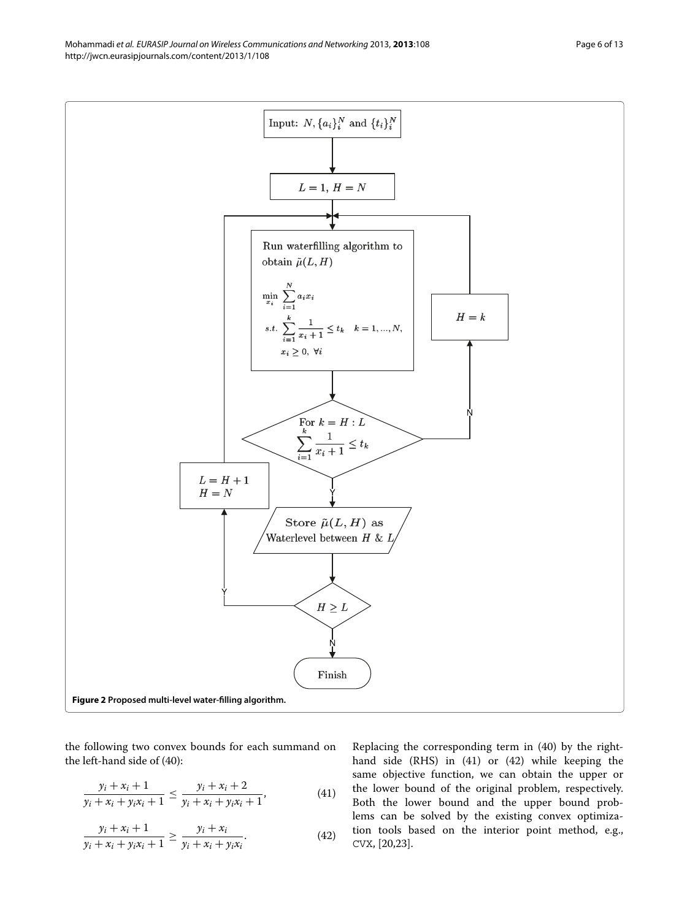**Figure 2 Proposed multi-level water-filling algorithm.**

the following two convex bounds for each summand on the left-hand side of (40):

$$\frac{y_i + x_i + 1}{y_i + x_i + y_i x_i + 1} \leq \frac{y_i + x_i + 2}{y_i + x_i + y_i x_i + 1}, \tag{41}$$

$$\frac{y_i + x_i + 1}{y_i + x_i + y_i x_i + 1} \geq \frac{y_i + x_i}{y_i + x_i + y_i x_i}. \tag{42}$$

Replacing the corresponding term in (40) by the right-hand side (RHS) in (41) or (42) while keeping the same objective function, we can obtain the upper or the lower bound of the original problem, respectively. Both the lower bound and the upper bound problems can be solved by the existing convex optimization tools based on the interior point method, e.g., CVX, [20,23].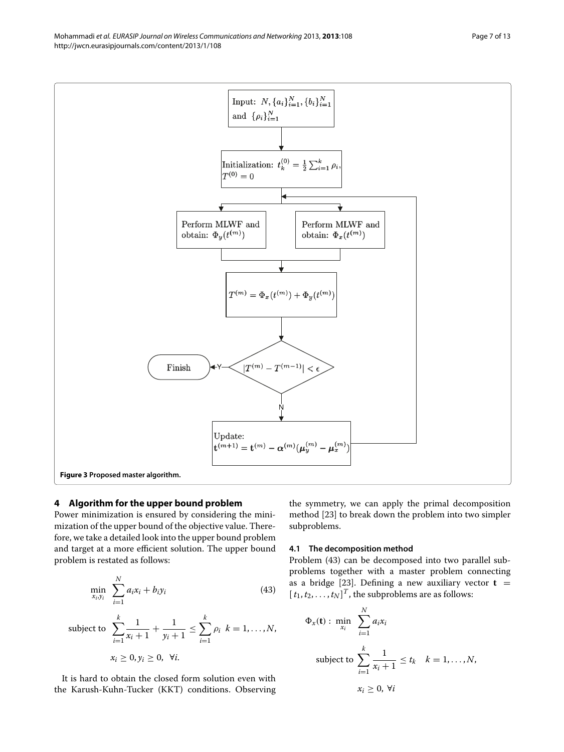**Figure 3 Proposed master algorithm.**

## 4 Algorithm for the upper bound problem

Power minimization is ensured by considering the minimization of the upper bound of the objective value. Therefore, we take a detailed look into the upper bound problem and target at a more efficient solution. The upper bound problem is restated as follows:

$$\min_{x_i, y_i} \sum_{i=1}^{N} a_i x_i + b_i y_i \tag{43}$$

$$\text{subject to} \quad \sum_{i=1}^{k} \frac{1}{x_i+1} + \frac{1}{y_i+1} \leq \sum_{i=1}^{k} \rho_i \quad k = 1, \ldots, N,$$

$$x_i \geq 0, y_i \geq 0, \quad \forall i.$$

It is hard to obtain the closed form solution even with the Karush-Kuhn-Tucker (KKT) conditions. Observing the symmetry, we can apply the primal decomposition method [23] to break down the problem into two simpler subproblems.

### 4.1 The decomposition method

Problem (43) can be decomposed into two parallel subproblems together with a master problem connecting as a bridge [23]. Defining a new auxiliary vector $\mathbf{t} = [t_1, t_2, \ldots, t_N]^T$, the subproblems are as follows:

$$\Phi_x(\mathbf{t}): \min_{x_i} \sum_{i=1}^{N} a_i x_i$$

$$\text{subject to} \quad \sum_{i=1}^{k} \frac{1}{x_i+1} \leq t_k \quad k = 1, \ldots, N,$$

$$x_i \geq 0, \ \forall i$$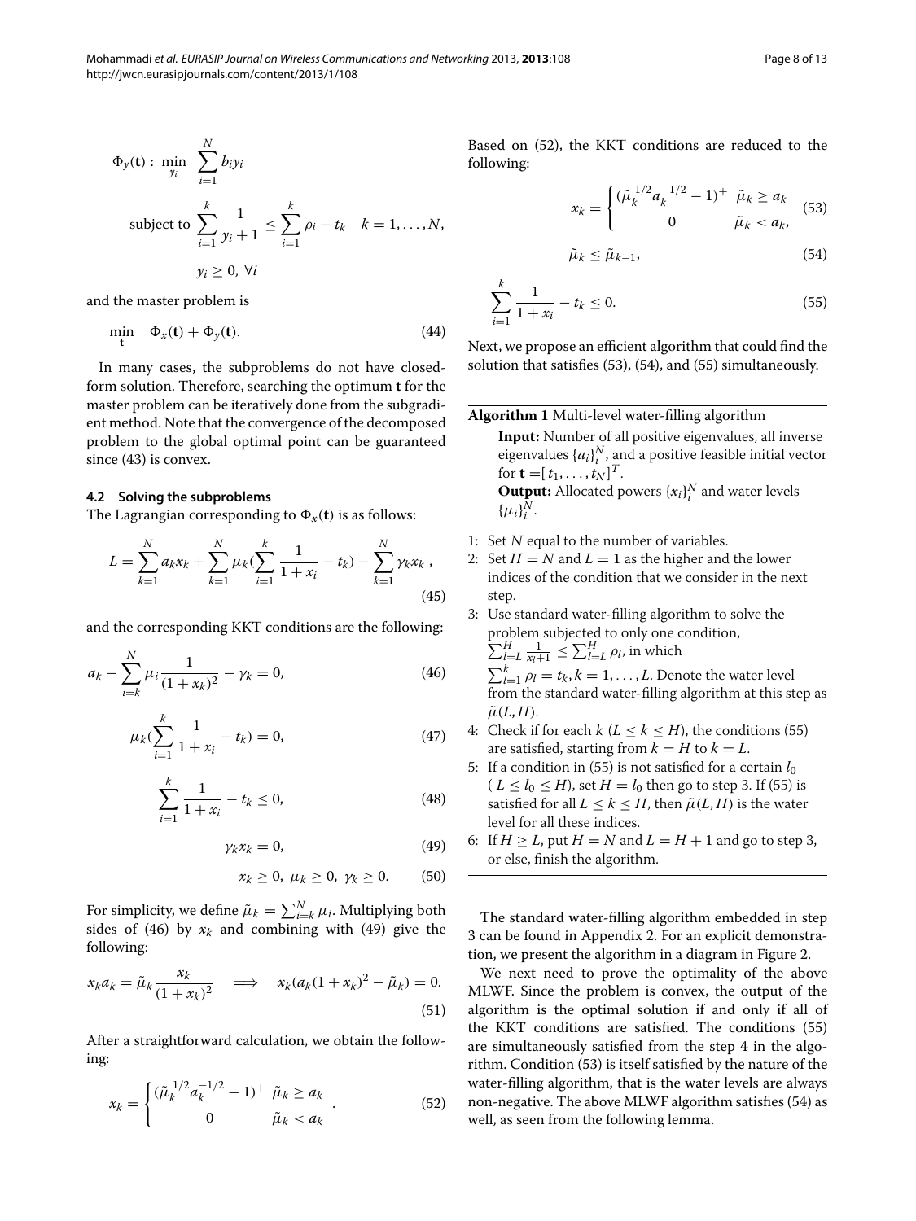$$\Phi_y(\mathbf{t}): \min_{y_i} \sum_{i=1}^{N} b_i y_i$$

$$\text{subject to } \sum_{i=1}^{k} \frac{1}{y_i+1} \leq \sum_{i=1}^{k} \rho_i - t_k \quad k = 1, \ldots, N,$$

$$y_i \geq 0, \ \forall i$$

and the master problem is

$$\min_{\mathbf{t}} \quad \Phi_x(\mathbf{t}) + \Phi_y(\mathbf{t}). \tag{44}$$

In many cases, the subproblems do not have closed-form solution. Therefore, searching the optimum $\mathbf{t}$ for the master problem can be iteratively done from the subgradient method. Note that the convergence of the decomposed problem to the global optimal point can be guaranteed since (43) is convex.

### 4.2 Solving the subproblems

The Lagrangian corresponding to $\Phi_x(\mathbf{t})$ is as follows:

$$L = \sum_{k=1}^{N} a_k x_k + \sum_{k=1}^{N} \mu_k \left(\sum_{i=1}^{k} \frac{1}{1+x_i} - t_k\right) - \sum_{k=1}^{N} \gamma_k x_k \ , \tag{45}$$

and the corresponding KKT conditions are the following:

$$a_k - \sum_{i=k}^{N} \mu_i \frac{1}{(1+x_k)^2} - \gamma_k = 0, \tag{46}$$

$$\mu_k \left(\sum_{i=1}^{k} \frac{1}{1+x_i} - t_k\right) = 0, \tag{47}$$

$$\sum_{i=1}^{k} \frac{1}{1+x_i} - t_k \leq 0, \tag{48}$$

$$\gamma_k x_k = 0, \tag{49}$$

$$x_k \geq 0, \ \mu_k \geq 0, \ \gamma_k \geq 0. \tag{50}$$

For simplicity, we define $\tilde{\mu}_k = \sum_{i=k}^{N} \mu_i$. Multiplying both sides of (46) by $x_k$ and combining with (49) give the following:

$$x_k a_k = \tilde{\mu}_k \frac{x_k}{(1+x_k)^2} \quad \Longrightarrow \quad x_k (a_k (1+x_k)^2 - \tilde{\mu}_k) = 0. \tag{51}$$

After a straightforward calculation, we obtain the following:

$$x_k = \begin{cases} (\tilde{\mu}_k^{1/2} a_k^{-1/2} - 1)^+ & \tilde{\mu}_k \geq a_k \\ 0 & \tilde{\mu}_k < a_k \end{cases} . \tag{52}$$

Based on (52), the KKT conditions are reduced to the following:

$$x_k = \begin{cases} (\tilde{\mu}_k^{1/2} a_k^{-1/2} - 1)^+ & \tilde{\mu}_k \geq a_k \\ 0 & \tilde{\mu}_k < a_k, \end{cases} \tag{53}$$

$$\tilde{\mu}_k \leq \tilde{\mu}_{k-1}, \tag{54}$$

$$\sum_{i=1}^{k} \frac{1}{1+x_i} - t_k \leq 0. \tag{55}$$

Next, we propose an efficient algorithm that could find the solution that satisfies (53), (54), and (55) simultaneously.

**Algorithm 1** Multi-level water-filling algorithm

**Input:** Number of all positive eigenvalues, all inverse eigenvalues $\{a_i\}_i^N$, and a positive feasible initial vector for $\mathbf{t} = [t_1, \ldots, t_N]^T$.

**Output:** Allocated powers $\{x_i\}_i^N$ and water levels $\{\mu_i\}_i^N$.

1: Set $N$ equal to the number of variables.
2: Set $H = N$ and $L = 1$ as the higher and the lower indices of the condition that we consider in the next step.
3: Use standard water-filling algorithm to solve the problem subjected to only one condition, $\sum_{l=L}^{H} \frac{1}{x_l+1} \leq \sum_{l=L}^{H} \rho_l$, in which $\sum_{l=1}^{k} \rho_l = t_k, k = 1, \ldots, L$. Denote the water level from the standard water-filling algorithm at this step as $\tilde{\mu}(L, H)$.
4: Check if for each $k$ ($L \leq k \leq H$), the conditions (55) are satisfied, starting from $k = H$ to $k = L$.
5: If a condition in (55) is not satisfied for a certain $l_0$ ($L \leq l_0 \leq H$), set $H = l_0$ then go to step 3. If (55) is satisfied for all $L \leq k \leq H$, then $\tilde{\mu}(L, H)$ is the water level for all these indices.
6: If $H \geq L$, put $H = N$ and $L = H + 1$ and go to step 3, or else, finish the algorithm.

The standard water-filling algorithm embedded in step 3 can be found in Appendix 2. For an explicit demonstration, we present the algorithm in a diagram in Figure 2.

We next need to prove the optimality of the above MLWF. Since the problem is convex, the output of the algorithm is the optimal solution if and only if all of the KKT conditions are satisfied. The conditions (55) are simultaneously satisfied from the step 4 in the algorithm. Condition (53) is itself satisfied by the nature of the water-filling algorithm, that is the water levels are always non-negative. The above MLWF algorithm satisfies (54) as well, as seen from the following lemma.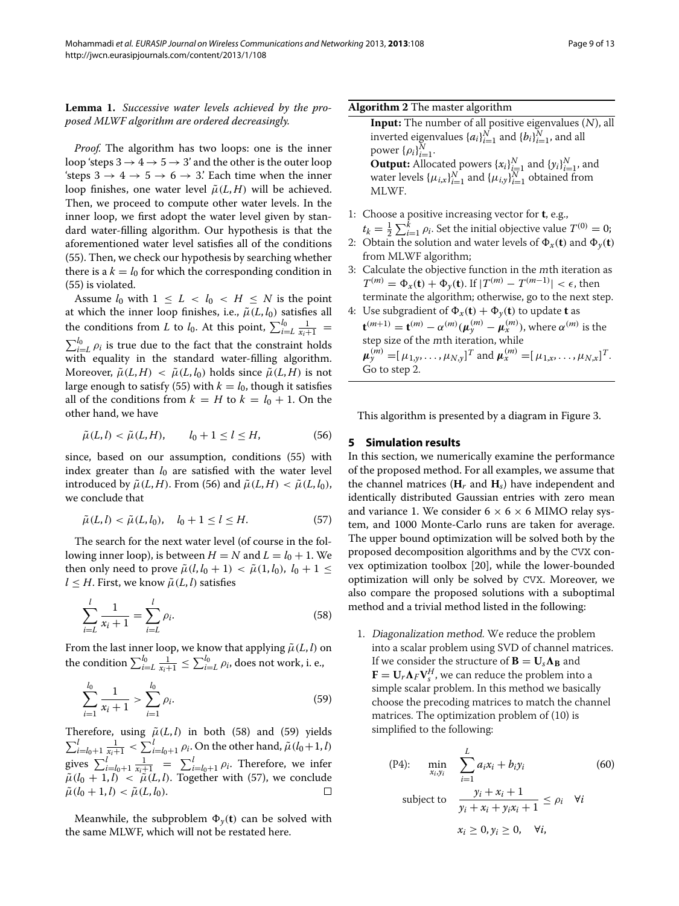**Lemma 1.** *Successive water levels achieved by the proposed MLWF algorithm are ordered decreasingly.*

*Proof.* The algorithm has two loops: one is the inner loop 'steps 3 → 4 → 5 → 3' and the other is the outer loop 'steps 3 → 4 → 5 → 6 → 3.' Each time when the inner loop finishes, one water level $\tilde{\mu}(L, H)$ will be achieved. Then, we proceed to compute other water levels. In the inner loop, we first adopt the water level given by standard water-filling algorithm. Our hypothesis is that the aforementioned water level satisfies all of the conditions (55). Then, we check our hypothesis by searching whether there is a $k = l_0$ for which the corresponding condition in (55) is violated.

Assume $l_0$ with $1 \leq L < l_0 < H \leq N$ is the point at which the inner loop finishes, i.e., $\tilde{\mu}(L, l_0)$ satisfies all the conditions from $L$ to $l_0$. At this point, $\sum_{i=L}^{l_0} \frac{1}{x_i+1} = \sum_{i=L}^{l_0} \rho_i$ is true due to the fact that the constraint holds with equality in the standard water-filling algorithm. Moreover, $\tilde{\mu}(L, H) < \tilde{\mu}(L, l_0)$ holds since $\tilde{\mu}(L, H)$ is not large enough to satisfy (55) with $k = l_0$, though it satisfies all of the conditions from $k = H$ to $k = l_0 + 1$. On the other hand, we have

$$\tilde{\mu}(L, l) < \tilde{\mu}(L, H), \qquad l_0 + 1 \leq l \leq H, \tag{56}$$

since, based on our assumption, conditions (55) with index greater than $l_0$ are satisfied with the water level introduced by $\tilde{\mu}(L, H)$. From (56) and $\tilde{\mu}(L, H) < \tilde{\mu}(L, l_0)$, we conclude that

$$\tilde{\mu}(L, l) < \tilde{\mu}(L, l_0), \quad l_0 + 1 \leq l \leq H. \tag{57}$$

The search for the next water level (of course in the following inner loop), is between $H = N$ and $L = l_0 + 1$. We then only need to prove $\tilde{\mu}(l, l_0 + 1) < \tilde{\mu}(1, l_0)$, $l_0 + 1 \leq l \leq H$. First, we know $\tilde{\mu}(L, l)$ satisfies

$$\sum_{i=L}^{l} \frac{1}{x_i + 1} = \sum_{i=L}^{l} \rho_i. \tag{58}$$

From the last inner loop, we know that applying $\tilde{\mu}(L, l)$ on the condition $\sum_{i=L}^{l_0} \frac{1}{x_i+1} \leq \sum_{i=L}^{l_0} \rho_i$, does not work, i. e.,

$$\sum_{i=1}^{l_0} \frac{1}{x_i + 1} > \sum_{i=1}^{l_0} \rho_i. \tag{59}$$

Therefore, using $\tilde{\mu}(L, l)$ in both (58) and (59) yields $\sum_{i=l_0+1}^{l} \frac{1}{x_i+1} < \sum_{i=l_0+1}^{l} \rho_i$. On the other hand, $\tilde{\mu}(l_0+1, l)$ gives $\sum_{i=l_0+1}^{l} \frac{1}{x_i+1} = \sum_{i=l_0+1}^{l} \rho_i$. Therefore, we infer $\tilde{\mu}(l_0 + 1, l) < \tilde{\mu}(L, l)$. Together with (57), we conclude $\tilde{\mu}(l_0 + 1, l) < \tilde{\mu}(L, l_0)$. □

Meanwhile, the subproblem $\Phi_y(\mathbf{t})$ can be solved with the same MLWF, which will not be restated here.

**Algorithm 2** The master algorithm

**Input:** The number of all positive eigenvalues ($N$), all inverted eigenvalues $\{a_i\}_{i=1}^N$ and $\{b_i\}_{i=1}^N$, and all power $\{\rho_i\}_{i=1}^N$.

**Output:** Allocated powers $\{x_i\}_{i=1}^N$ and $\{y_i\}_{i=1}^N$, and water levels $\{\mu_{i,x}\}_{i=1}^N$ and $\{\mu_{i,y}\}_{i=1}^N$ obtained from MLWF.

1: Choose a positive increasing vector for $\mathbf{t}$, e.g., $t_k = \frac{1}{2} \sum_{i=1}^{k} \rho_i$. Set the initial objective value $T^{(0)} = 0$;
2: Obtain the solution and water levels of $\Phi_x(\mathbf{t})$ and $\Phi_y(\mathbf{t})$ from MLWF algorithm;
3: Calculate the objective function in the $m$th iteration as $T^{(m)} = \Phi_x(\mathbf{t}) + \Phi_y(\mathbf{t})$. If $|T^{(m)} - T^{(m-1)}| < \epsilon$, then terminate the algorithm; otherwise, go to the next step.
4: Use subgradient of $\Phi_x(\mathbf{t}) + \Phi_y(\mathbf{t})$ to update $\mathbf{t}$ as $\mathbf{t}^{(m+1)} = \mathbf{t}^{(m)} - \alpha^{(m)}(\boldsymbol{\mu}_y^{(m)} - \boldsymbol{\mu}_x^{(m)})$, where $\alpha^{(m)}$ is the step size of the $m$th iteration, while $\boldsymbol{\mu}_y^{(m)} = [\mu_{1,y}, \ldots, \mu_{N,y}]^T$ and $\boldsymbol{\mu}_x^{(m)} = [\mu_{1,x}, \ldots, \mu_{N,x}]^T$. Go to step 2.

This algorithm is presented by a diagram in Figure 3.

## 5 Simulation results

In this section, we numerically examine the performance of the proposed method. For all examples, we assume that the channel matrices ($\mathbf{H}_r$ and $\mathbf{H}_s$) have independent and identically distributed Gaussian entries with zero mean and variance 1. We consider $6 \times 6 \times 6$ MIMO relay system, and 1000 Monte-Carlo runs are taken for average. The upper bound optimization will be solved both by the proposed decomposition algorithms and by the CVX convex optimization toolbox [20], while the lower-bounded optimization will only be solved by CVX. Moreover, we also compare the proposed solutions with a suboptimal method and a trivial method listed in the following:

1. *Diagonalization method.* We reduce the problem into a scalar problem using SVD of channel matrices. If we consider the structure of $\mathbf{B} = \mathbf{U}_s \mathbf{\Lambda}_\mathbf{B}$ and $\mathbf{F} = \mathbf{U}_r \mathbf{\Lambda}_F \mathbf{V}_s^H$, we can reduce the problem into a simple scalar problem. In this method we basically choose the precoding matrices to match the channel matrices. The optimization problem of (10) is simplified to the following:

$$\text{(P4):} \quad \min_{x_i, y_i} \quad \sum_{i=1}^{L} a_i x_i + b_i y_i \tag{60}$$

$$\text{subject to} \quad \frac{y_i + x_i + 1}{y_i + x_i + y_i x_i + 1} \leq \rho_i \quad \forall i$$

$$x_i \geq 0, y_i \geq 0, \quad \forall i,$$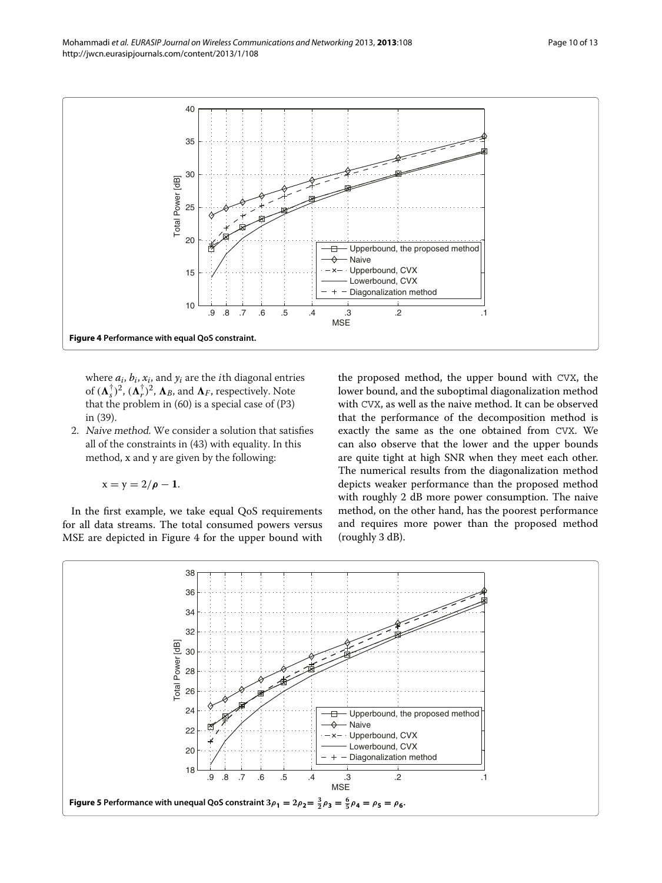**Figure 4 Performance with equal QoS constraint.**

where $a_i$, $b_i$, $x_i$, and $y_i$ are the $i$th diagonal entries of $(\mathbf{\Lambda}_s^{\dagger})^2$, $(\mathbf{\Lambda}_r^{\dagger})^2$, $\mathbf{\Lambda}_B$, and $\mathbf{\Lambda}_F$, respectively. Note that the problem in (60) is a special case of (P3) in (39).

2. *Naive method.* We consider a solution that satisfies all of the constraints in (43) with equality. In this method, x and y are given by the following:

$$\mathbf{x} = \mathbf{y} = 2/\boldsymbol{\rho} - \mathbf{1}.$$

In the first example, we take equal QoS requirements for all data streams. The total consumed powers versus MSE are depicted in Figure 4 for the upper bound with the proposed method, the upper bound with CVX, the lower bound, and the suboptimal diagonalization method with CVX, as well as the naive method. It can be observed that the performance of the decomposition method is exactly the same as the one obtained from CVX. We can also observe that the lower and the upper bounds are quite tight at high SNR when they meet each other. The numerical results from the diagonalization method depicts weaker performance than the proposed method with roughly 2 dB more power consumption. The naive method, on the other hand, has the poorest performance and requires more power than the proposed method (roughly 3 dB).

**Figure 5 Performance with unequal QoS constraint $3\rho_1 = 2\rho_2 = \frac{3}{2}\rho_3 = \frac{6}{5}\rho_4 = \rho_5 = \rho_6$.**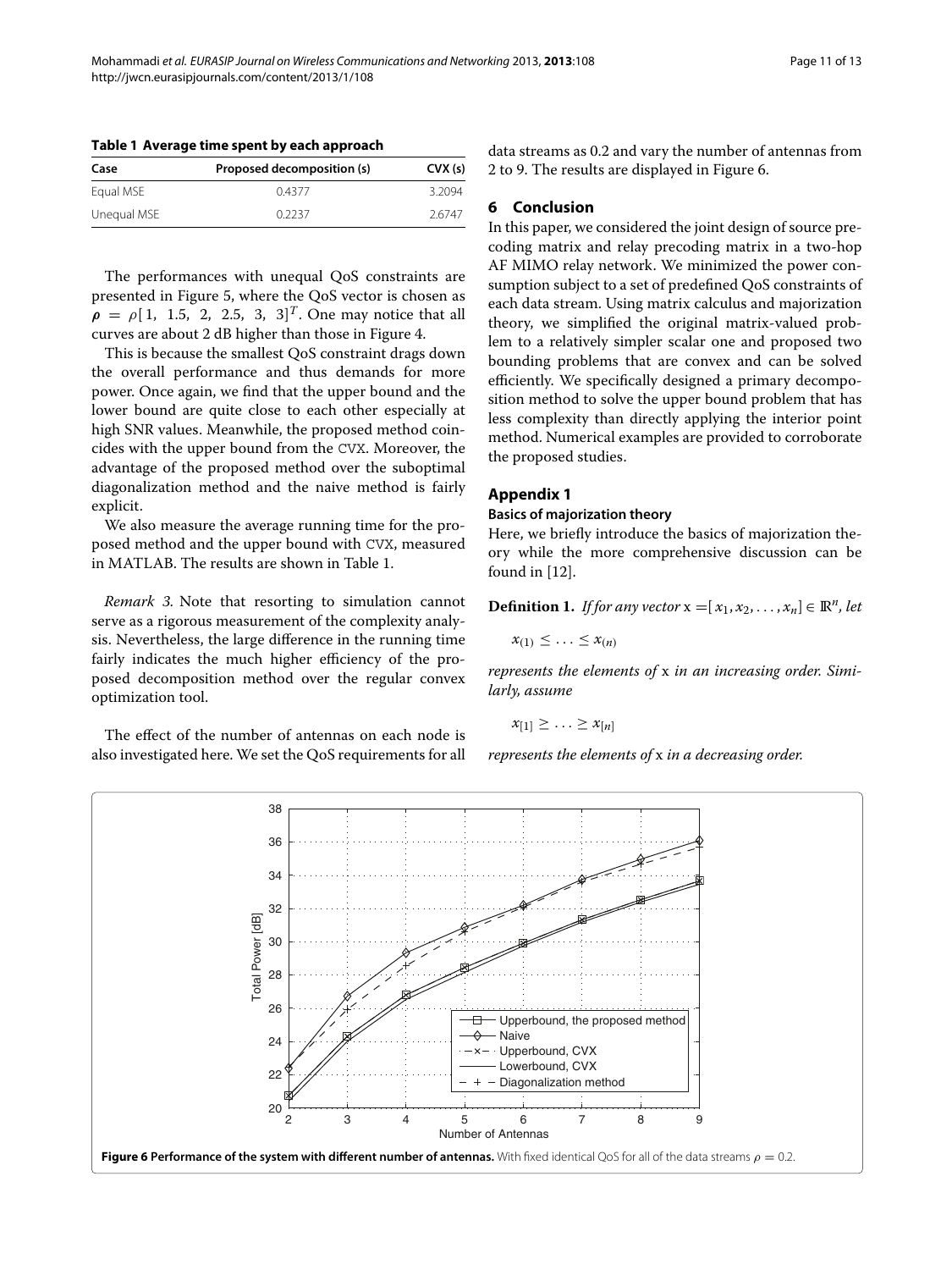**Table 1 Average time spent by each approach**

| Case | Proposed decomposition (s) | CVX (s) |
|---|---|---|
| Equal MSE | 0.4377 | 3.2094 |
| Unequal MSE | 0.2237 | 2.6747 |

The performances with unequal QoS constraints are presented in Figure 5, where the QoS vector is chosen as $\boldsymbol{\rho} = \rho[1,\ 1.5,\ 2,\ 2.5,\ 3,\ 3]^T$. One may notice that all curves are about 2 dB higher than those in Figure 4.

This is because the smallest QoS constraint drags down the overall performance and thus demands for more power. Once again, we find that the upper bound and the lower bound are quite close to each other especially at high SNR values. Meanwhile, the proposed method coincides with the upper bound from the CVX. Moreover, the advantage of the proposed method over the suboptimal diagonalization method and the naive method is fairly explicit.

We also measure the average running time for the proposed method and the upper bound with CVX, measured in MATLAB. The results are shown in Table 1.

*Remark 3.* Note that resorting to simulation cannot serve as a rigorous measurement of the complexity analysis. Nevertheless, the large difference in the running time fairly indicates the much higher efficiency of the proposed decomposition method over the regular convex optimization tool.

The effect of the number of antennas on each node is also investigated here. We set the QoS requirements for all data streams as 0.2 and vary the number of antennas from 2 to 9. The results are displayed in Figure 6.

## 6 Conclusion

In this paper, we considered the joint design of source precoding matrix and relay precoding matrix in a two-hop AF MIMO relay network. We minimized the power consumption subject to a set of predefined QoS constraints of each data stream. Using matrix calculus and majorization theory, we simplified the original matrix-valued problem to a relatively simpler scalar one and proposed two bounding problems that are convex and can be solved efficiently. We specifically designed a primary decomposition method to solve the upper bound problem that has less complexity than directly applying the interior point method. Numerical examples are provided to corroborate the proposed studies.

## Appendix 1

### Basics of majorization theory

Here, we briefly introduce the basics of majorization theory while the more comprehensive discussion can be found in [12].

**Definition 1.** *If for any vector* $\mathrm{x} = [x_1, x_2, \ldots, x_n] \in \mathbb{R}^n$, *let*

$$x_{(1)} \leq \ldots \leq x_{(n)}$$

*represents the elements of* x *in an increasing order. Similarly, assume*

$$x_{[1]} \geq \ldots \geq x_{[n]}$$

*represents the elements of* x *in a decreasing order.*

**Figure 6 Performance of the system with different number of antennas.** With fixed identical QoS for all of the data streams $\rho = 0.2$.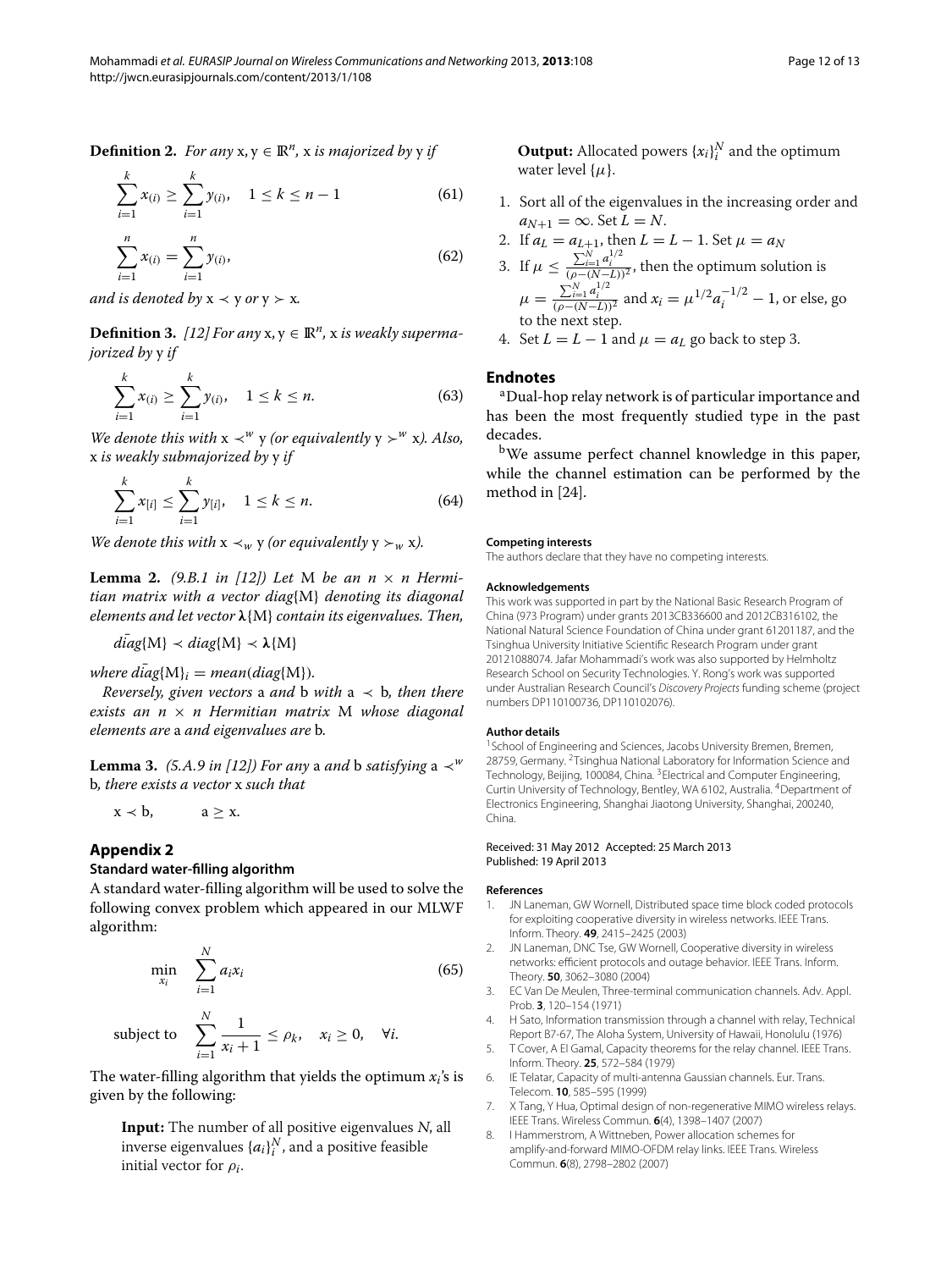**Definition 2.** *For any* $\mathrm{x}, \mathrm{y} \in \mathbb{R}^n$*,* x *is majorized by* y *if*

$$\sum_{i=1}^{k} x_{(i)} \geq \sum_{i=1}^{k} y_{(i)}, \quad 1 \leq k \leq n-1 \tag{61}$$

$$\sum_{i=1}^{n} x_{(i)} = \sum_{i=1}^{n} y_{(i)}, \tag{62}$$

*and is denoted by* $\mathrm{x} \prec \mathrm{y}$ *or* $\mathrm{y} \succ \mathrm{x}$*.*

**Definition 3.** *[12] For any* $\mathrm{x}, \mathrm{y} \in \mathbb{R}^n$*,* x *is weakly supermajorized by* y *if*

$$\sum_{i=1}^{k} x_{(i)} \geq \sum_{i=1}^{k} y_{(i)}, \quad 1 \leq k \leq n. \tag{63}$$

*We denote this with* $\mathrm{x} \prec^w \mathrm{y}$ *(or equivalently* $\mathrm{y} \succ^w \mathrm{x}$*). Also,* x *is weakly submajorized by* y *if*

$$\sum_{i=1}^{k} x_{[i]} \leq \sum_{i=1}^{k} y_{[i]}, \quad 1 \leq k \leq n. \tag{64}$$

*We denote this with* $\mathrm{x} \prec_w \mathrm{y}$ *(or equivalently* $\mathrm{y} \succ_w \mathrm{x}$*).*

**Lemma 2.** *(9.B.1 in [12]) Let* M *be an* $n \times n$ *Hermitian matrix with a vector* $diag\{\mathrm{M}\}$ *denoting its diagonal elements and let vector* $\boldsymbol{\lambda}\{\mathrm{M}\}$ *contain its eigenvalues. Then,*

$$\bar{diag}\{\mathrm{M}\} \prec diag\{\mathrm{M}\} \prec \boldsymbol{\lambda}\{\mathrm{M}\}$$

*where* $\bar{diag}\{\mathrm{M}\}_i = mean(diag\{\mathrm{M}\})$*.*

*Reversely, given vectors* a *and* b *with* $\mathrm{a} \prec \mathrm{b}$*, then there exists an* $n \times n$ *Hermitian matrix* M *whose diagonal elements are* a *and eigenvalues are* b*.*

**Lemma 3.** *(5.A.9 in [12]) For any* a *and* b *satisfying* $\mathrm{a} \prec^w \mathrm{b}$*, there exists a vector* x *such that*

$$\mathrm{x} \prec \mathrm{b}, \qquad \mathrm{a} \geq \mathrm{x}.$$

## Appendix 2

### Standard water-filling algorithm

A standard water-filling algorithm will be used to solve the following convex problem which appeared in our MLWF algorithm:

$$\min_{x_i} \quad \sum_{i=1}^{N} a_i x_i \tag{65}$$

$$\text{subject to} \quad \sum_{i=1}^{N} \frac{1}{x_i + 1} \leq \rho_k, \quad x_i \geq 0, \quad \forall i.$$

The water-filling algorithm that yields the optimum $x_i$'s is given by the following:

> **Input:** The number of all positive eigenvalues $N$, all inverse eigenvalues $\{a_i\}_i^N$, and a positive feasible initial vector for $\rho_i$.
>
> **Output:** Allocated powers $\{x_i\}_i^N$ and the optimum water level $\{\mu\}$.

1. Sort all of the eigenvalues in the increasing order and $a_{N+1} = \infty$. Set $L = N$.
2. If $a_L = a_{L+1}$, then $L = L - 1$. Set $\mu = a_N$
3. If $\mu \leq \frac{\sum_{i=1}^{N} a_i^{1/2}}{(\rho-(N-L))^2}$, then the optimum solution is $\mu = \frac{\sum_{i=1}^{N} a_i^{1/2}}{(\rho-(N-L))^2}$ and $x_i = \mu^{1/2} a_i^{-1/2} - 1$, or else, go to the next step.
4. Set $L = L - 1$ and $\mu = a_L$ go back to step 3.

## Endnotes

[a] Dual-hop relay network is of particular importance and has been the most frequently studied type in the past decades.

[b] We assume perfect channel knowledge in this paper, while the channel estimation can be performed by the method in [24].

#### Competing interests

The authors declare that they have no competing interests.

#### Acknowledgements

This work was supported in part by the National Basic Research Program of China (973 Program) under grants 2013CB336600 and 2012CB316102, the National Natural Science Foundation of China under grant 61201187, and the Tsinghua University Initiative Scientific Research Program under grant 20121088074. Jafar Mohammadi's work was also supported by Helmholtz Research School on Security Technologies. Y. Rong's work was supported under Australian Research Council's *Discovery Projects* funding scheme (project numbers DP110100736, DP110102076).

#### Author details

[1] School of Engineering and Sciences, Jacobs University Bremen, Bremen, 28759, Germany. [2] Tsinghua National Laboratory for Information Science and Technology, Beijing, 100084, China. [3] Electrical and Computer Engineering, Curtin University of Technology, Bentley, WA 6102, Australia. [4] Department of Electronics Engineering, Shanghai Jiaotong University, Shanghai, 200240, China.

Received: 31 May 2012 Accepted: 25 March 2013
Published: 19 April 2013

#### References

1. JN Laneman, GW Wornell, Distributed space time block coded protocols for exploiting cooperative diversity in wireless networks. IEEE Trans. Inform. Theory. **49**, 2415–2425 (2003)
2. JN Laneman, DNC Tse, GW Wornell, Cooperative diversity in wireless networks: efficient protocols and outage behavior. IEEE Trans. Inform. Theory. **50**, 3062–3080 (2004)
3. EC Van De Meulen, Three-terminal communication channels. Adv. Appl. Prob. **3**, 120–154 (1971)
4. H Sato, Information transmission through a channel with relay, Technical Report B7-67, The Aloha System, University of Hawaii, Honolulu (1976)
5. T Cover, A El Gamal, Capacity theorems for the relay channel. IEEE Trans. Inform. Theory. **25**, 572–584 (1979)
6. IE Telatar, Capacity of multi-antenna Gaussian channels. Eur. Trans. Telecom. **10**, 585–595 (1999)
7. X Tang, Y Hua, Optimal design of non-regenerative MIMO wireless relays. IEEE Trans. Wireless Commun. **6**(4), 1398–1407 (2007)
8. I Hammerstrom, A Wittneben, Power allocation schemes for amplify-and-forward MIMO-OFDM relay links. IEEE Trans. Wireless Commun. **6**(8), 2798–2802 (2007)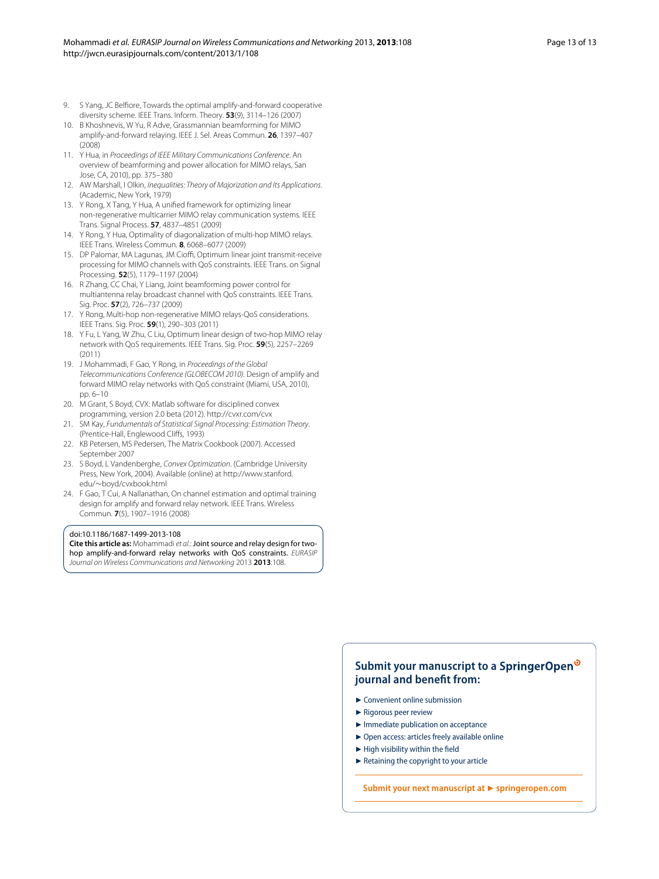9. S Yang, JC Belfiore, Towards the optimal amplify-and-forward cooperative diversity scheme. IEEE Trans. Inform. Theory. **53**(9), 3114–126 (2007)
10. B Khoshnevis, W Yu, R Adve, Grassmannian beamforming for MIMO amplify-and-forward relaying. IEEE J. Sel. Areas Commun. **26**, 1397–407 (2008)
11. Y Hua, in *Proceedings of IEEE Military Communications Conference*. An overview of beamforming and power allocation for MIMO relays, San Jose, CA, 2010), pp. 375–380
12. AW Marshall, I Olkin, *Inequalities: Theory of Majorization and Its Applications*. (Academic, New York, 1979)
13. Y Rong, X Tang, Y Hua, A unified framework for optimizing linear non-regenerative multicarrier MIMO relay communication systems. IEEE Trans. Signal Process. **57**, 4837–4851 (2009)
14. Y Rong, Y Hua, Optimality of diagonalization of multi-hop MIMO relays. IEEE Trans. Wireless Commun. **8**, 6068–6077 (2009)
15. DP Palomar, MA Lagunas, JM Cioffi, Optimum linear joint transmit-receive processing for MIMO channels with QoS constraints. IEEE Trans. on Signal Processing. **52**(5), 1179–1197 (2004)
16. R Zhang, CC Chai, Y Liang, Joint beamforming power control for multiantenna relay broadcast channel with QoS constraints. IEEE Trans. Sig. Proc. **57**(2), 726–737 (2009)
17. Y Rong, Multi-hop non-regenerative MIMO relays-QoS considerations. IEEE Trans. Sig. Proc. **59**(1), 290–303 (2011)
18. Y Fu, L Yang, W Zhu, C Liu, Optimum linear design of two-hop MIMO relay network with QoS requirements. IEEE Trans. Sig. Proc. **59**(5), 2257–2269 (2011)
19. J Mohammadi, F Gao, Y Rong, in *Proceedings of the Global Telecommunications Conference (GLOBECOM 2010)*. Design of amplify and forward MIMO relay networks with QoS constraint (Miami, USA, 2010), pp. 6–10
20. M Grant, S Boyd, CVX: Matlab software for disciplined convex programming, version 2.0 beta (2012). http://cvxr.com/cvx
21. SM Kay, *Fundamentals of Statistical Signal Processing: Estimation Theory*. (Prentice-Hall, Englewood Cliffs, 1993)
22. KB Petersen, MS Pedersen, The Matrix Cookbook (2007). Accessed September 2007
23. S Boyd, L Vandenberghe, *Convex Optimization*. (Cambridge University Press, New York, 2004). Available (online) at http://www.stanford.edu/~boyd/cvxbook.html
24. F Gao, T Cui, A Nallanathan, On channel estimation and optimal training design for amplify and forward relay network. IEEE Trans. Wireless Commun. **7**(5), 1907–1916 (2008)

doi:10.1186/1687-1499-2013-108
**Cite this article as:** Mohammadi *et al.*: Joint source and relay design for two-hop amplify-and-forward relay networks with QoS constraints. *EURASIP Journal on Wireless Communications and Networking* 2013 **2013**:108.

**Submit your manuscript to a SpringerOpen journal and benefit from:**

- ► Convenient online submission
- ► Rigorous peer review
- ► Immediate publication on acceptance
- ► Open access: articles freely available online
- ► High visibility within the field
- ► Retaining the copyright to your article

**Submit your next manuscript at ► springeropen.com**